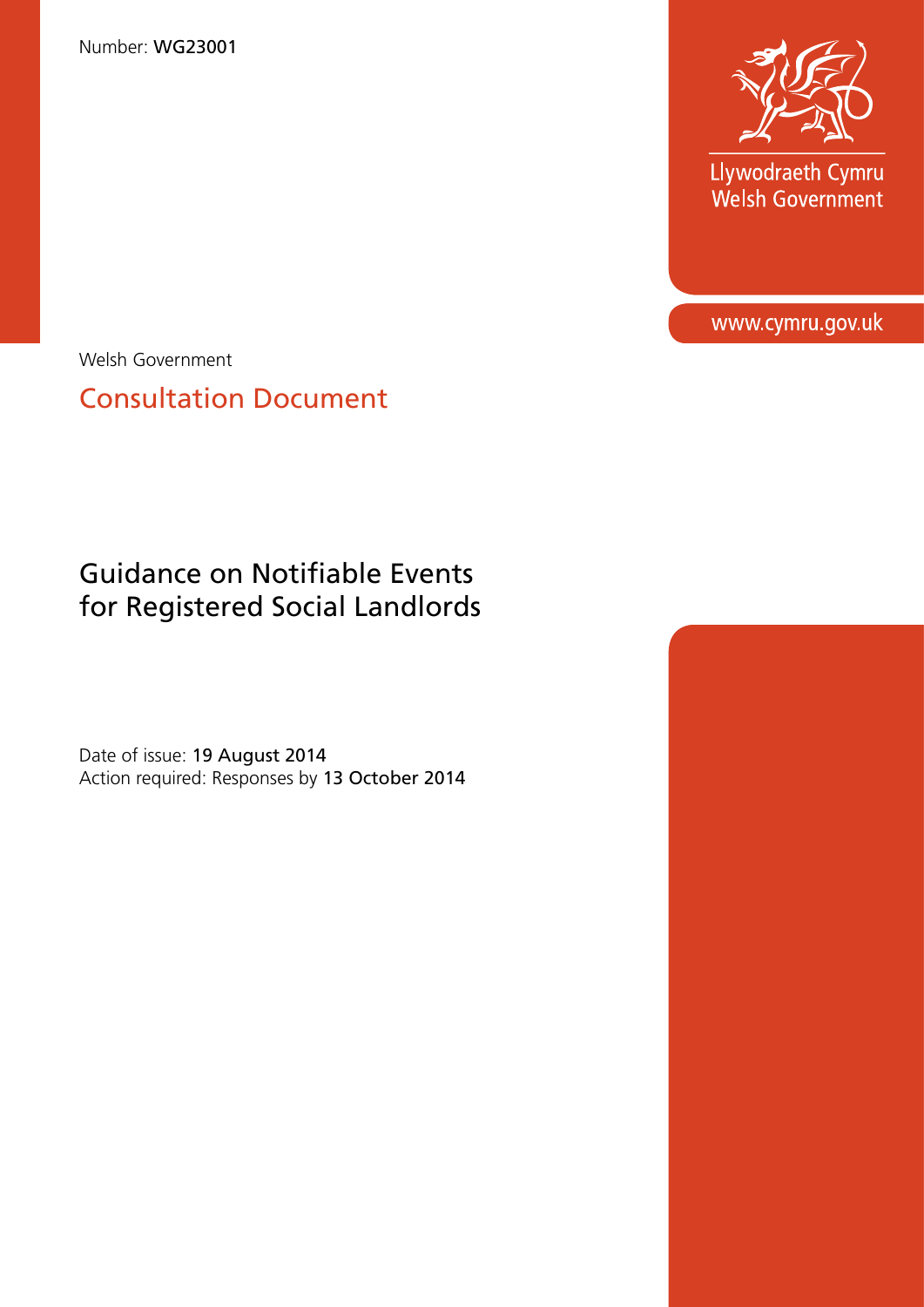Number: **WG23001**

Llywodraeth Cymru
Welsh Government

www.cymru.gov.uk

Welsh Government

## Consultation Document

# Guidance on Notifiable Events for Registered Social Landlords

Date of issue: **19 August 2014**
Action required: Responses by **13 October 2014**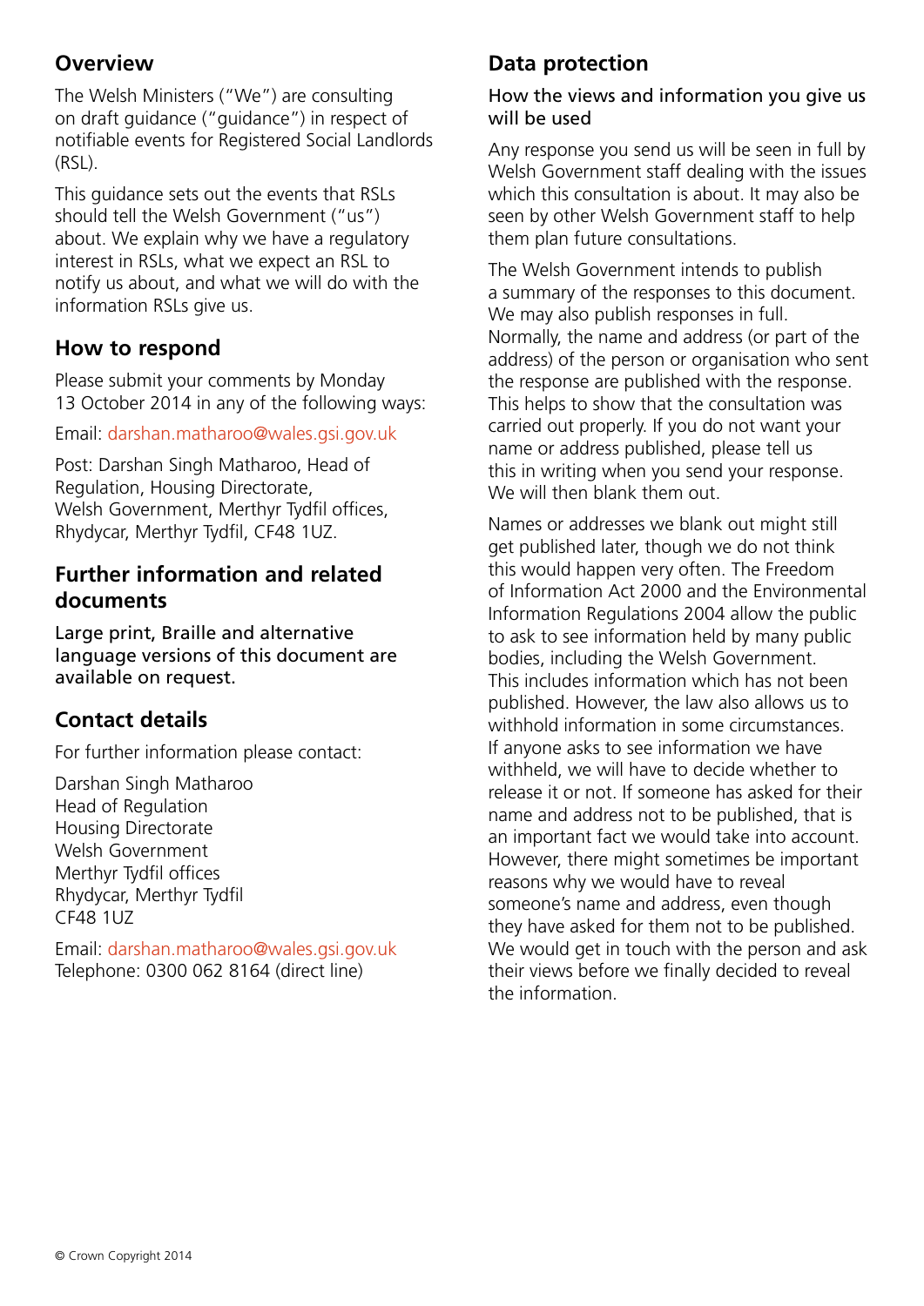## Overview

The Welsh Ministers ("We") are consulting on draft guidance ("guidance") in respect of notifiable events for Registered Social Landlords (RSL).

This guidance sets out the events that RSLs should tell the Welsh Government ("us") about. We explain why we have a regulatory interest in RSLs, what we expect an RSL to notify us about, and what we will do with the information RSLs give us.

## How to respond

Please submit your comments by Monday 13 October 2014 in any of the following ways:

Email: darshan.matharoo@wales.gsi.gov.uk

Post: Darshan Singh Matharoo, Head of Regulation, Housing Directorate, Welsh Government, Merthyr Tydfil offices, Rhydycar, Merthyr Tydfil, CF48 1UZ.

## Further information and related documents

Large print, Braille and alternative language versions of this document are available on request.

## Contact details

For further information please contact:

Darshan Singh Matharoo
Head of Regulation
Housing Directorate
Welsh Government
Merthyr Tydfil offices
Rhydycar, Merthyr Tydfil
CF48 1UZ

Email: darshan.matharoo@wales.gsi.gov.uk
Telephone: 0300 062 8164 (direct line)

## Data protection

### How the views and information you give us will be used

Any response you send us will be seen in full by Welsh Government staff dealing with the issues which this consultation is about. It may also be seen by other Welsh Government staff to help them plan future consultations.

The Welsh Government intends to publish a summary of the responses to this document. We may also publish responses in full. Normally, the name and address (or part of the address) of the person or organisation who sent the response are published with the response. This helps to show that the consultation was carried out properly. If you do not want your name or address published, please tell us this in writing when you send your response. We will then blank them out.

Names or addresses we blank out might still get published later, though we do not think this would happen very often. The Freedom of Information Act 2000 and the Environmental Information Regulations 2004 allow the public to ask to see information held by many public bodies, including the Welsh Government. This includes information which has not been published. However, the law also allows us to withhold information in some circumstances. If anyone asks to see information we have withheld, we will have to decide whether to release it or not. If someone has asked for their name and address not to be published, that is an important fact we would take into account. However, there might sometimes be important reasons why we would have to reveal someone's name and address, even though they have asked for them not to be published. We would get in touch with the person and ask their views before we finally decided to reveal the information.

© Crown Copyright 2014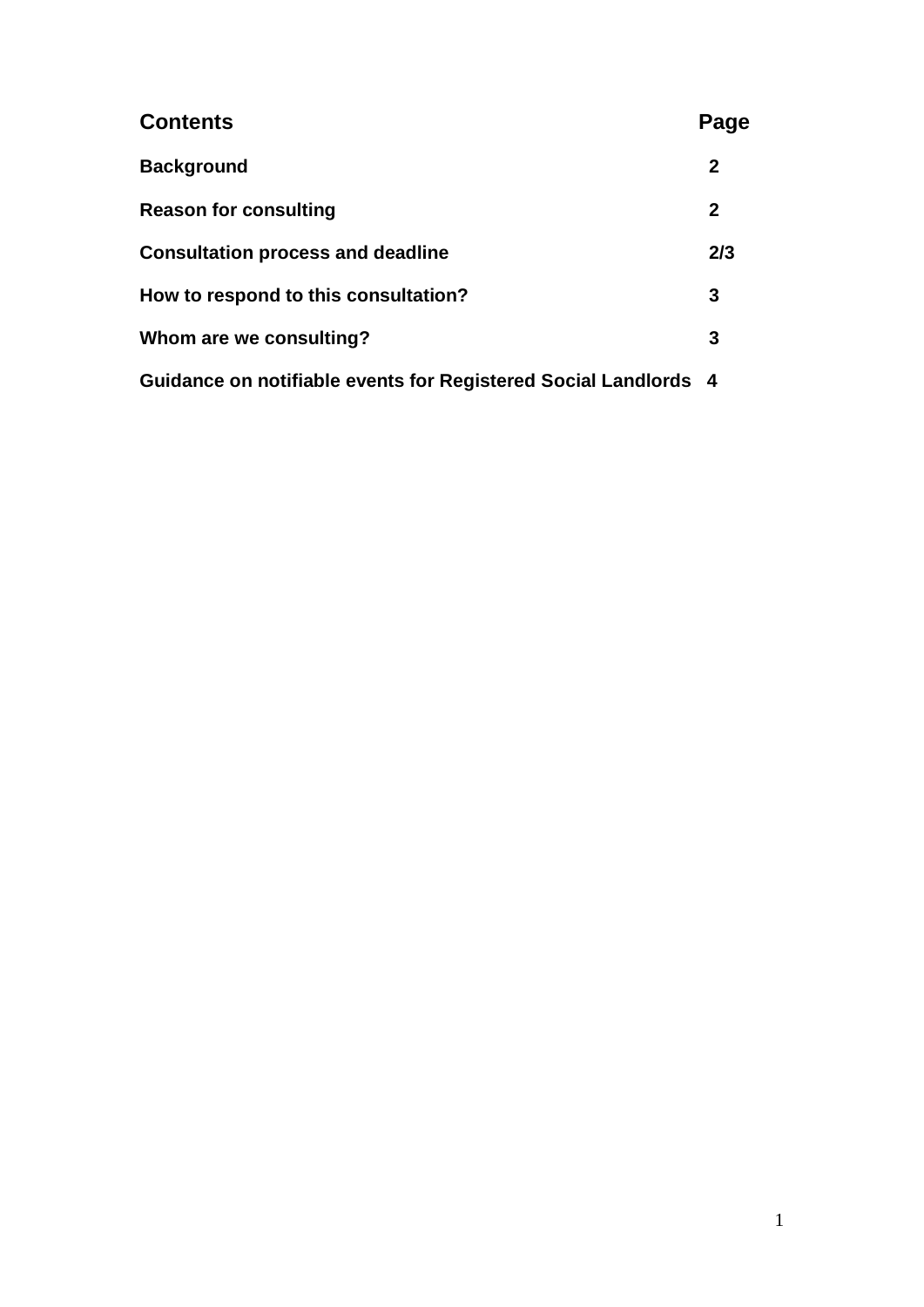| **Contents** | **Page** |
|---|---|
| **Background** | **2** |
| **Reason for consulting** | **2** |
| **Consultation process and deadline** | **2/3** |
| **How to respond to this consultation?** | **3** |
| **Whom are we consulting?** | **3** |
| **Guidance on notifiable events for Registered Social Landlords** | **4** |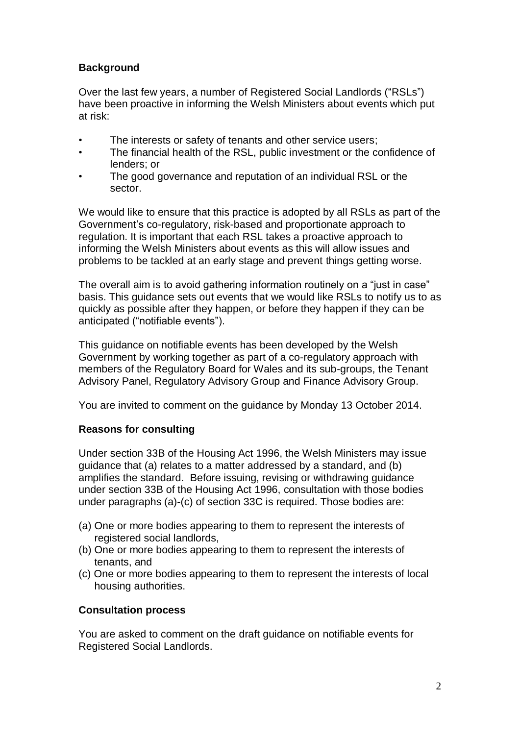## Background

Over the last few years, a number of Registered Social Landlords ("RSLs") have been proactive in informing the Welsh Ministers about events which put at risk:

- The interests or safety of tenants and other service users;
- The financial health of the RSL, public investment or the confidence of lenders; or
- The good governance and reputation of an individual RSL or the sector.

We would like to ensure that this practice is adopted by all RSLs as part of the Government's co-regulatory, risk-based and proportionate approach to regulation. It is important that each RSL takes a proactive approach to informing the Welsh Ministers about events as this will allow issues and problems to be tackled at an early stage and prevent things getting worse.

The overall aim is to avoid gathering information routinely on a "just in case" basis. This guidance sets out events that we would like RSLs to notify us to as quickly as possible after they happen, or before they happen if they can be anticipated ("notifiable events").

This guidance on notifiable events has been developed by the Welsh Government by working together as part of a co-regulatory approach with members of the Regulatory Board for Wales and its sub-groups, the Tenant Advisory Panel, Regulatory Advisory Group and Finance Advisory Group.

You are invited to comment on the guidance by Monday 13 October 2014.

## Reasons for consulting

Under section 33B of the Housing Act 1996, the Welsh Ministers may issue guidance that (a) relates to a matter addressed by a standard, and (b) amplifies the standard. Before issuing, revising or withdrawing guidance under section 33B of the Housing Act 1996, consultation with those bodies under paragraphs (a)-(c) of section 33C is required. Those bodies are:

(a) One or more bodies appearing to them to represent the interests of registered social landlords,
(b) One or more bodies appearing to them to represent the interests of tenants, and
(c) One or more bodies appearing to them to represent the interests of local housing authorities.

## Consultation process

You are asked to comment on the draft guidance on notifiable events for Registered Social Landlords.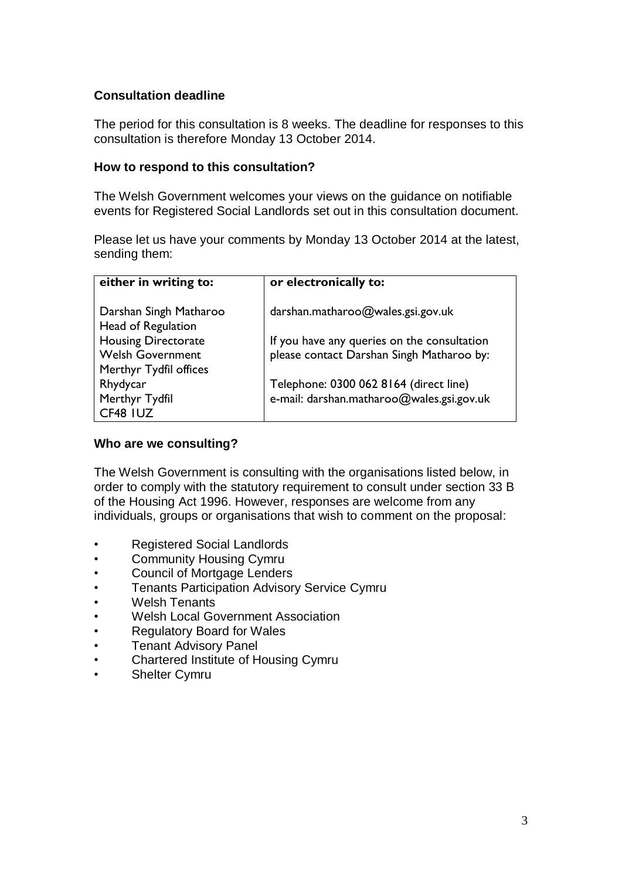**Consultation deadline**

The period for this consultation is 8 weeks. The deadline for responses to this consultation is therefore Monday 13 October 2014.

**How to respond to this consultation?**

The Welsh Government welcomes your views on the guidance on notifiable events for Registered Social Landlords set out in this consultation document.

Please let us have your comments by Monday 13 October 2014 at the latest, sending them:

| either in writing to: | or electronically to: |
|---|---|
| Darshan Singh Matharoo<br>Head of Regulation<br>Housing Directorate<br>Welsh Government<br>Merthyr Tydfil offices<br>Rhydycar<br>Merthyr Tydfil<br>CF48 1UZ | darshan.matharoo@wales.gsi.gov.uk<br><br>If you have any queries on the consultation please contact Darshan Singh Matharoo by:<br><br>Telephone: 0300 062 8164 (direct line)<br>e-mail: darshan.matharoo@wales.gsi.gov.uk |

**Who are we consulting?**

The Welsh Government is consulting with the organisations listed below, in order to comply with the statutory requirement to consult under section 33 B of the Housing Act 1996. However, responses are welcome from any individuals, groups or organisations that wish to comment on the proposal:

- Registered Social Landlords
- Community Housing Cymru
- Council of Mortgage Lenders
- Tenants Participation Advisory Service Cymru
- Welsh Tenants
- Welsh Local Government Association
- Regulatory Board for Wales
- Tenant Advisory Panel
- Chartered Institute of Housing Cymru
- Shelter Cymru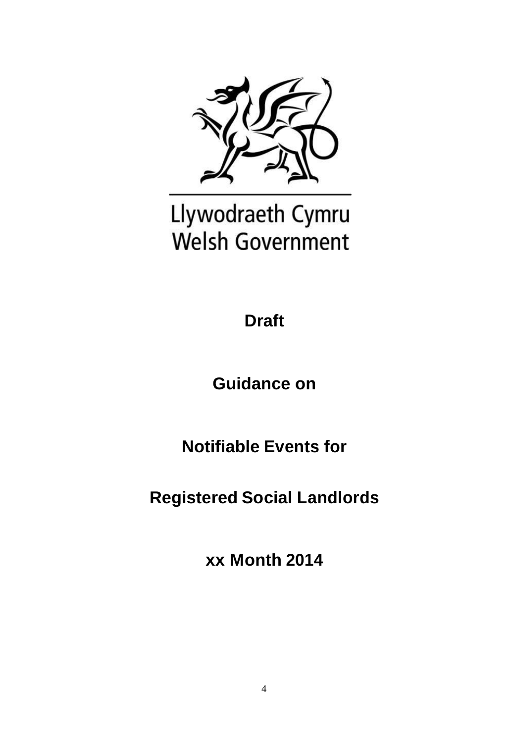Llywodraeth Cymru
Welsh Government

**Draft**

**Guidance on**

**Notifiable Events for**

**Registered Social Landlords**

**xx Month 2014**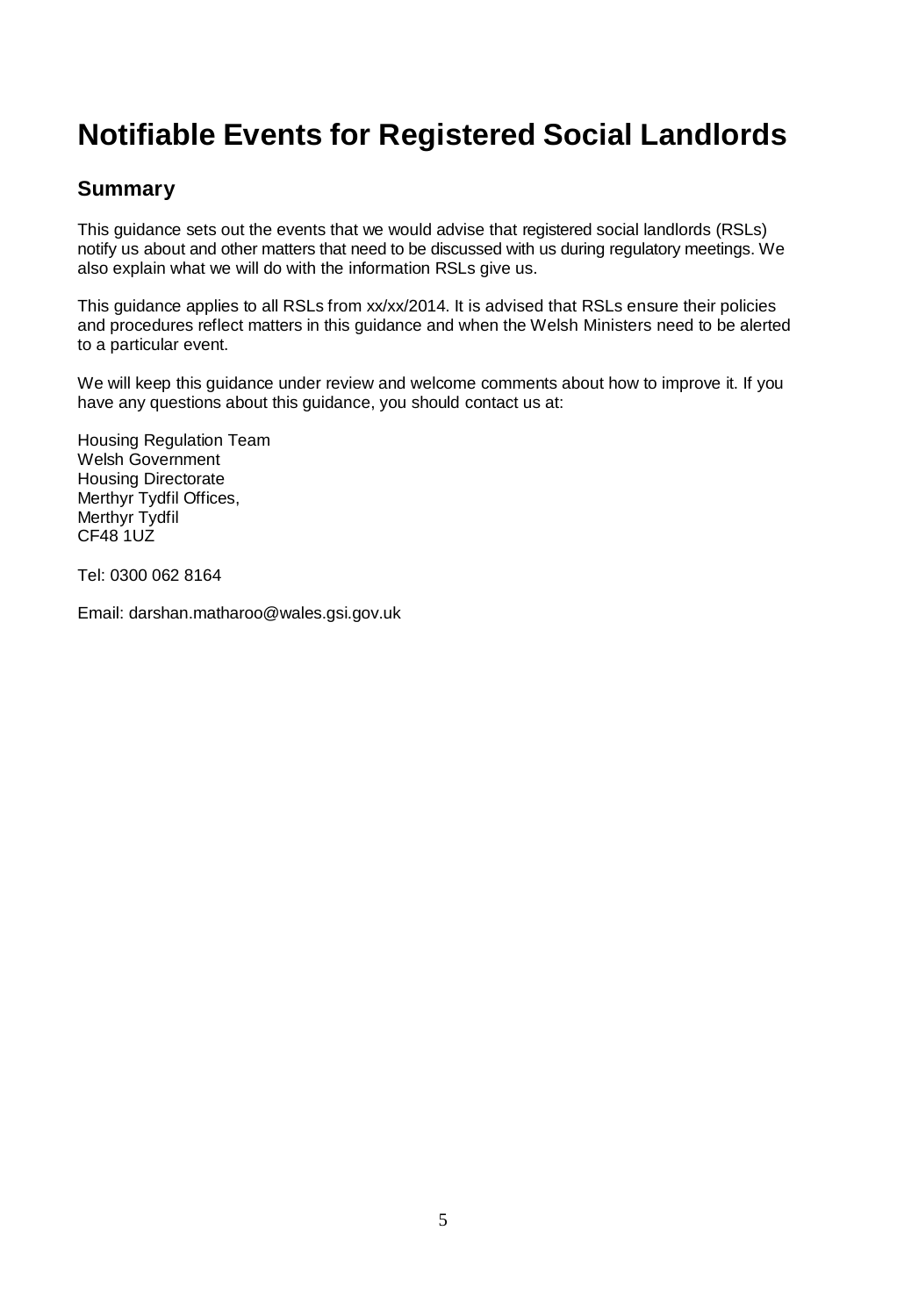# Notifiable Events for Registered Social Landlords

## Summary

This guidance sets out the events that we would advise that registered social landlords (RSLs) notify us about and other matters that need to be discussed with us during regulatory meetings. We also explain what we will do with the information RSLs give us.

This guidance applies to all RSLs from xx/xx/2014. It is advised that RSLs ensure their policies and procedures reflect matters in this guidance and when the Welsh Ministers need to be alerted to a particular event.

We will keep this guidance under review and welcome comments about how to improve it. If you have any questions about this guidance, you should contact us at:

Housing Regulation Team
Welsh Government
Housing Directorate
Merthyr Tydfil Offices,
Merthyr Tydfil
CF48 1UZ

Tel: 0300 062 8164

Email: darshan.matharoo@wales.gsi.gov.uk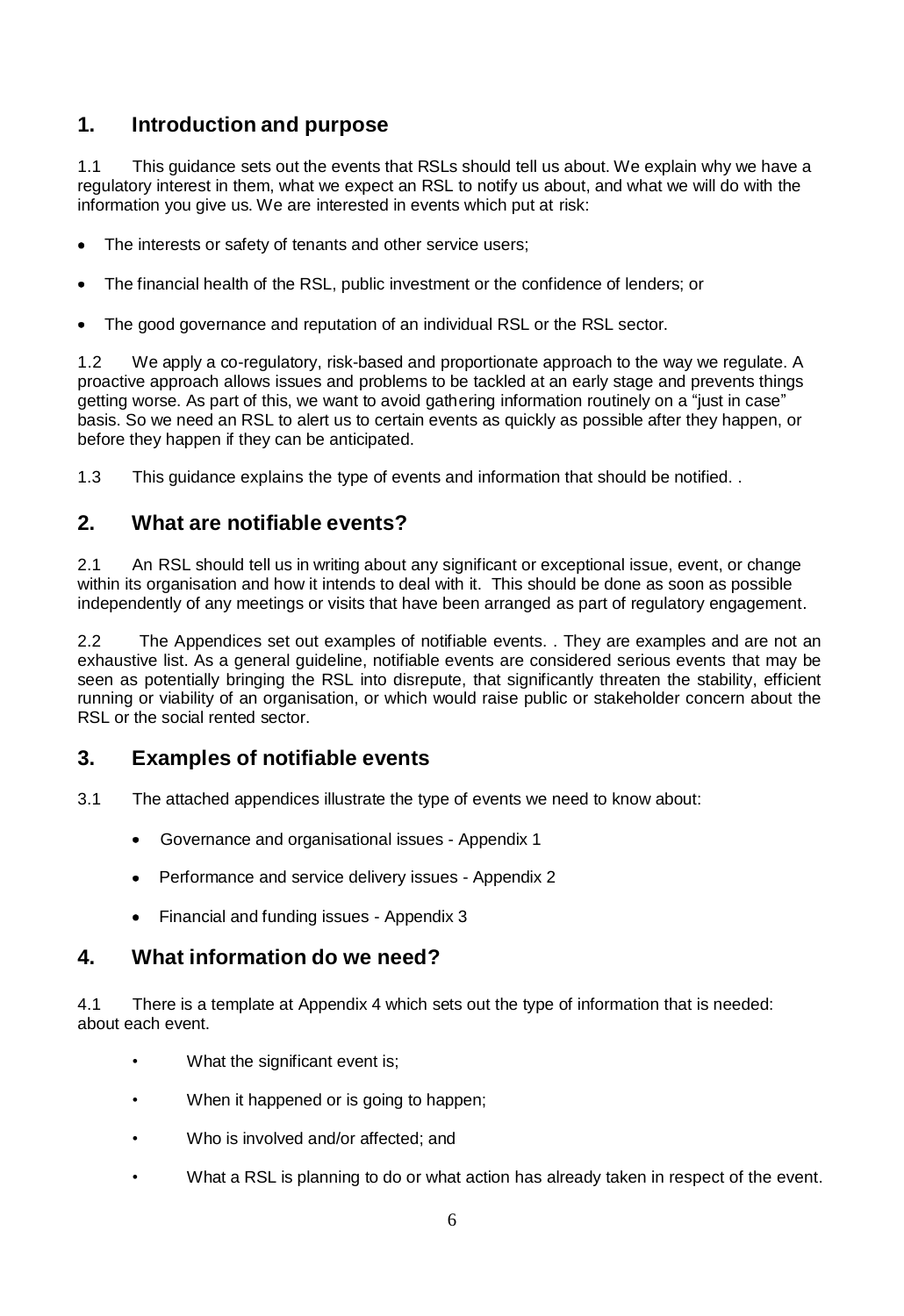## 1. Introduction and purpose

1.1 This guidance sets out the events that RSLs should tell us about. We explain why we have a regulatory interest in them, what we expect an RSL to notify us about, and what we will do with the information you give us. We are interested in events which put at risk:

- The interests or safety of tenants and other service users;
- The financial health of the RSL, public investment or the confidence of lenders; or
- The good governance and reputation of an individual RSL or the RSL sector.

1.2 We apply a co-regulatory, risk-based and proportionate approach to the way we regulate. A proactive approach allows issues and problems to be tackled at an early stage and prevents things getting worse. As part of this, we want to avoid gathering information routinely on a "just in case" basis. So we need an RSL to alert us to certain events as quickly as possible after they happen, or before they happen if they can be anticipated.

1.3 This guidance explains the type of events and information that should be notified. .

## 2. What are notifiable events?

2.1 An RSL should tell us in writing about any significant or exceptional issue, event, or change within its organisation and how it intends to deal with it. This should be done as soon as possible independently of any meetings or visits that have been arranged as part of regulatory engagement.

2.2 The Appendices set out examples of notifiable events. . They are examples and are not an exhaustive list. As a general guideline, notifiable events are considered serious events that may be seen as potentially bringing the RSL into disrepute, that significantly threaten the stability, efficient running or viability of an organisation, or which would raise public or stakeholder concern about the RSL or the social rented sector.

## 3. Examples of notifiable events

3.1 The attached appendices illustrate the type of events we need to know about:

- Governance and organisational issues - Appendix 1
- Performance and service delivery issues - Appendix 2
- Financial and funding issues - Appendix 3

## 4. What information do we need?

4.1 There is a template at Appendix 4 which sets out the type of information that is needed: about each event.

- What the significant event is;
- When it happened or is going to happen;
- Who is involved and/or affected; and
- What a RSL is planning to do or what action has already taken in respect of the event.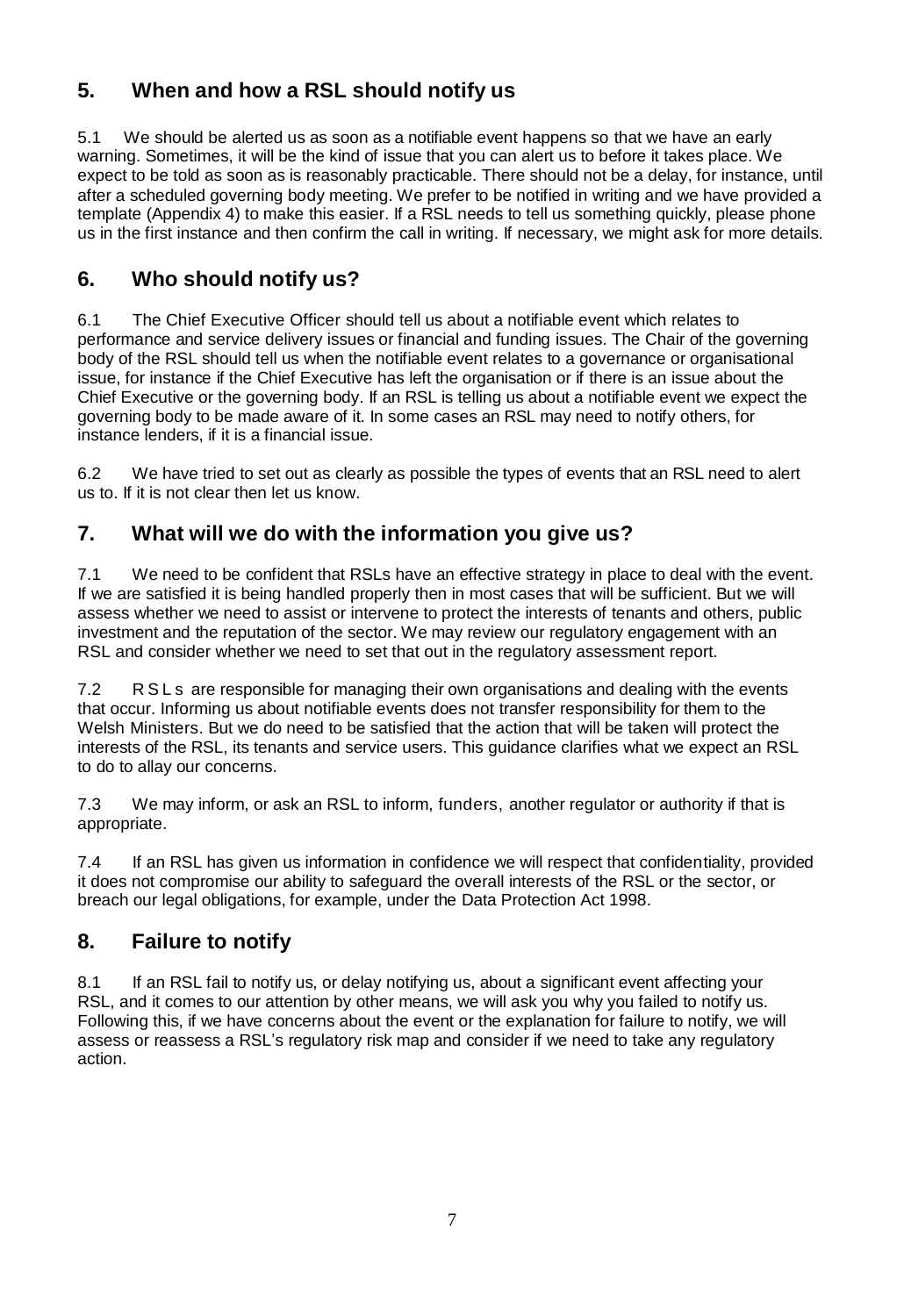## 5. When and how a RSL should notify us

5.1 We should be alerted us as soon as a notifiable event happens so that we have an early warning. Sometimes, it will be the kind of issue that you can alert us to before it takes place. We expect to be told as soon as is reasonably practicable. There should not be a delay, for instance, until after a scheduled governing body meeting. We prefer to be notified in writing and we have provided a template (Appendix 4) to make this easier. If a RSL needs to tell us something quickly, please phone us in the first instance and then confirm the call in writing. If necessary, we might ask for more details.

## 6. Who should notify us?

6.1 The Chief Executive Officer should tell us about a notifiable event which relates to performance and service delivery issues or financial and funding issues. The Chair of the governing body of the RSL should tell us when the notifiable event relates to a governance or organisational issue, for instance if the Chief Executive has left the organisation or if there is an issue about the Chief Executive or the governing body. If an RSL is telling us about a notifiable event we expect the governing body to be made aware of it. In some cases an RSL may need to notify others, for instance lenders, if it is a financial issue.

6.2 We have tried to set out as clearly as possible the types of events that an RSL need to alert us to. If it is not clear then let us know.

## 7. What will we do with the information you give us?

7.1 We need to be confident that RSLs have an effective strategy in place to deal with the event. If we are satisfied it is being handled properly then in most cases that will be sufficient. But we will assess whether we need to assist or intervene to protect the interests of tenants and others, public investment and the reputation of the sector. We may review our regulatory engagement with an RSL and consider whether we need to set that out in the regulatory assessment report.

7.2 RSLs are responsible for managing their own organisations and dealing with the events that occur. Informing us about notifiable events does not transfer responsibility for them to the Welsh Ministers. But we do need to be satisfied that the action that will be taken will protect the interests of the RSL, its tenants and service users. This guidance clarifies what we expect an RSL to do to allay our concerns.

7.3 We may inform, or ask an RSL to inform, funders, another regulator or authority if that is appropriate.

7.4 If an RSL has given us information in confidence we will respect that confidentiality, provided it does not compromise our ability to safeguard the overall interests of the RSL or the sector, or breach our legal obligations, for example, under the Data Protection Act 1998.

## 8. Failure to notify

8.1 If an RSL fail to notify us, or delay notifying us, about a significant event affecting your RSL, and it comes to our attention by other means, we will ask you why you failed to notify us. Following this, if we have concerns about the event or the explanation for failure to notify, we will assess or reassess a RSL's regulatory risk map and consider if we need to take any regulatory action.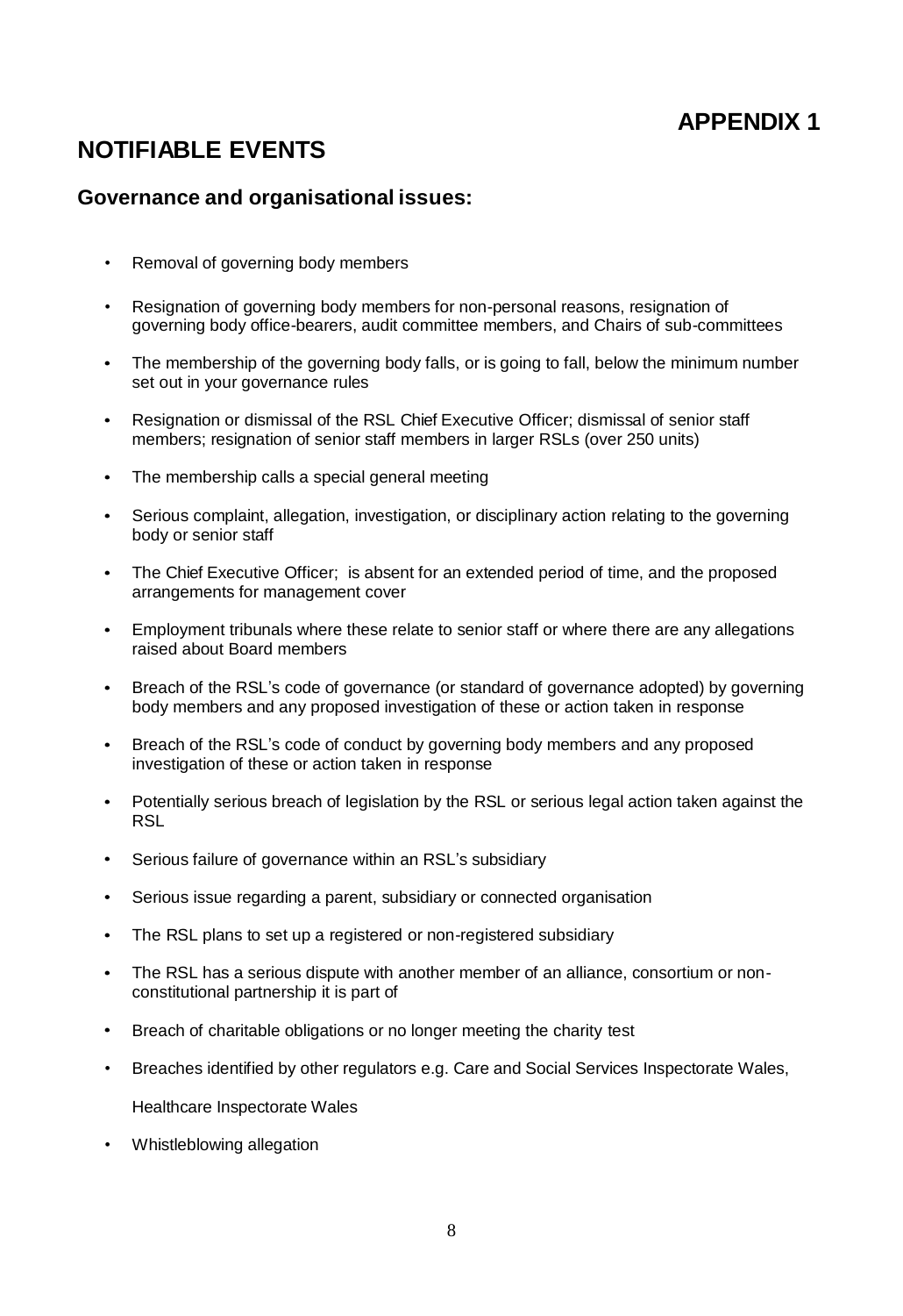# APPENDIX 1

## NOTIFIABLE EVENTS

### Governance and organisational issues:

- Removal of governing body members
- Resignation of governing body members for non-personal reasons, resignation of governing body office-bearers, audit committee members, and Chairs of sub-committees
- The membership of the governing body falls, or is going to fall, below the minimum number set out in your governance rules
- Resignation or dismissal of the RSL Chief Executive Officer; dismissal of senior staff members; resignation of senior staff members in larger RSLs (over 250 units)
- The membership calls a special general meeting
- Serious complaint, allegation, investigation, or disciplinary action relating to the governing body or senior staff
- The Chief Executive Officer; is absent for an extended period of time, and the proposed arrangements for management cover
- Employment tribunals where these relate to senior staff or where there are any allegations raised about Board members
- Breach of the RSL's code of governance (or standard of governance adopted) by governing body members and any proposed investigation of these or action taken in response
- Breach of the RSL's code of conduct by governing body members and any proposed investigation of these or action taken in response
- Potentially serious breach of legislation by the RSL or serious legal action taken against the RSL
- Serious failure of governance within an RSL's subsidiary
- Serious issue regarding a parent, subsidiary or connected organisation
- The RSL plans to set up a registered or non-registered subsidiary
- The RSL has a serious dispute with another member of an alliance, consortium or non-constitutional partnership it is part of
- Breach of charitable obligations or no longer meeting the charity test
- Breaches identified by other regulators e.g. Care and Social Services Inspectorate Wales,

  Healthcare Inspectorate Wales
- Whistleblowing allegation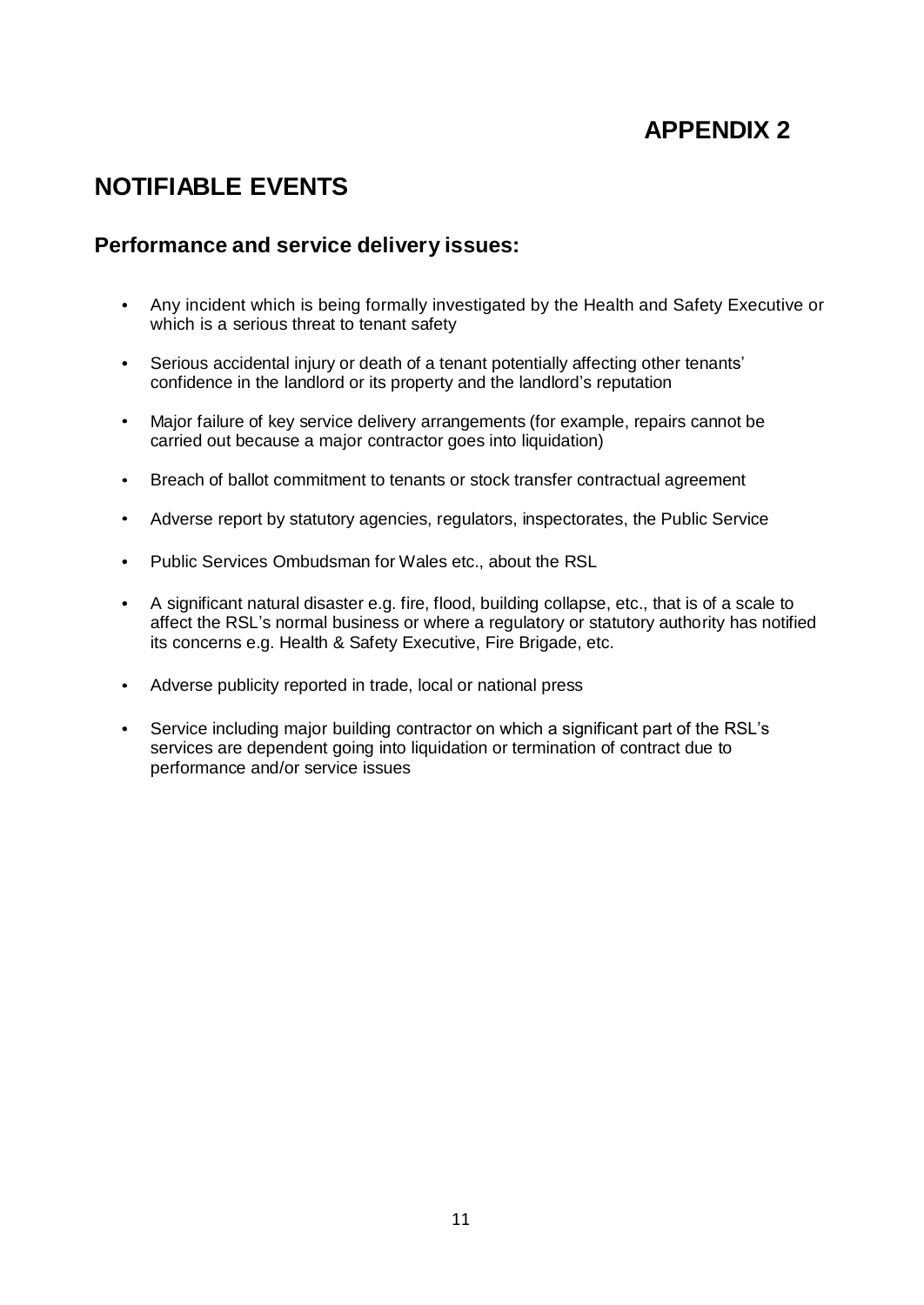# APPENDIX 2

## NOTIFIABLE EVENTS

### Performance and service delivery issues:

- Any incident which is being formally investigated by the Health and Safety Executive or which is a serious threat to tenant safety
- Serious accidental injury or death of a tenant potentially affecting other tenants' confidence in the landlord or its property and the landlord's reputation
- Major failure of key service delivery arrangements (for example, repairs cannot be carried out because a major contractor goes into liquidation)
- Breach of ballot commitment to tenants or stock transfer contractual agreement
- Adverse report by statutory agencies, regulators, inspectorates, the Public Service
- Public Services Ombudsman for Wales etc., about the RSL
- A significant natural disaster e.g. fire, flood, building collapse, etc., that is of a scale to affect the RSL's normal business or where a regulatory or statutory authority has notified its concerns e.g. Health & Safety Executive, Fire Brigade, etc.
- Adverse publicity reported in trade, local or national press
- Service including major building contractor on which a significant part of the RSL's services are dependent going into liquidation or termination of contract due to performance and/or service issues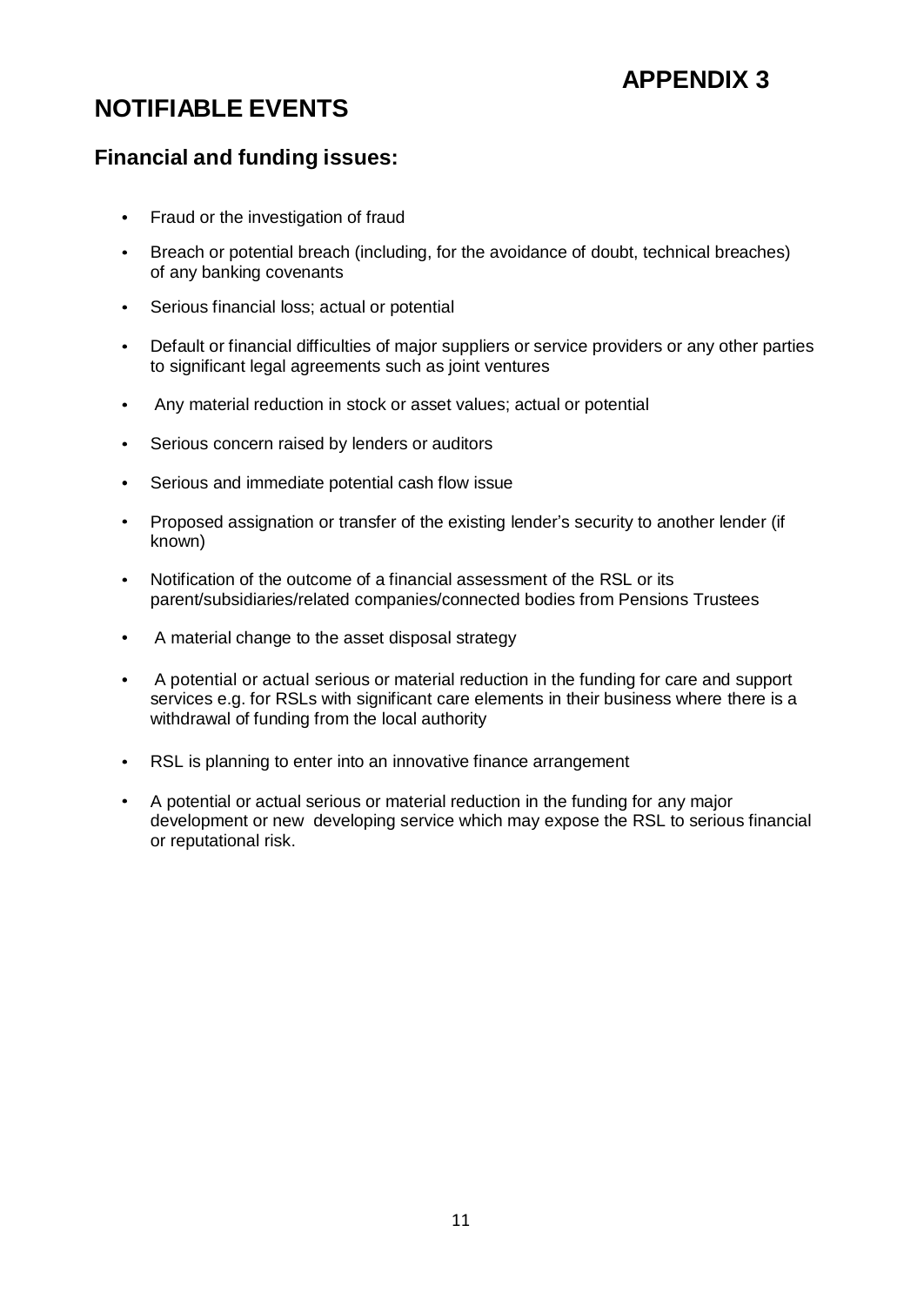# APPENDIX 3

## NOTIFIABLE EVENTS

### Financial and funding issues:

- Fraud or the investigation of fraud
- Breach or potential breach (including, for the avoidance of doubt, technical breaches) of any banking covenants
- Serious financial loss; actual or potential
- Default or financial difficulties of major suppliers or service providers or any other parties to significant legal agreements such as joint ventures
- Any material reduction in stock or asset values; actual or potential
- Serious concern raised by lenders or auditors
- Serious and immediate potential cash flow issue
- Proposed assignation or transfer of the existing lender's security to another lender (if known)
- Notification of the outcome of a financial assessment of the RSL or its parent/subsidiaries/related companies/connected bodies from Pensions Trustees
- A material change to the asset disposal strategy
- A potential or actual serious or material reduction in the funding for care and support services e.g. for RSLs with significant care elements in their business where there is a withdrawal of funding from the local authority
- RSL is planning to enter into an innovative finance arrangement
- A potential or actual serious or material reduction in the funding for any major development or new developing service which may expose the RSL to serious financial or reputational risk.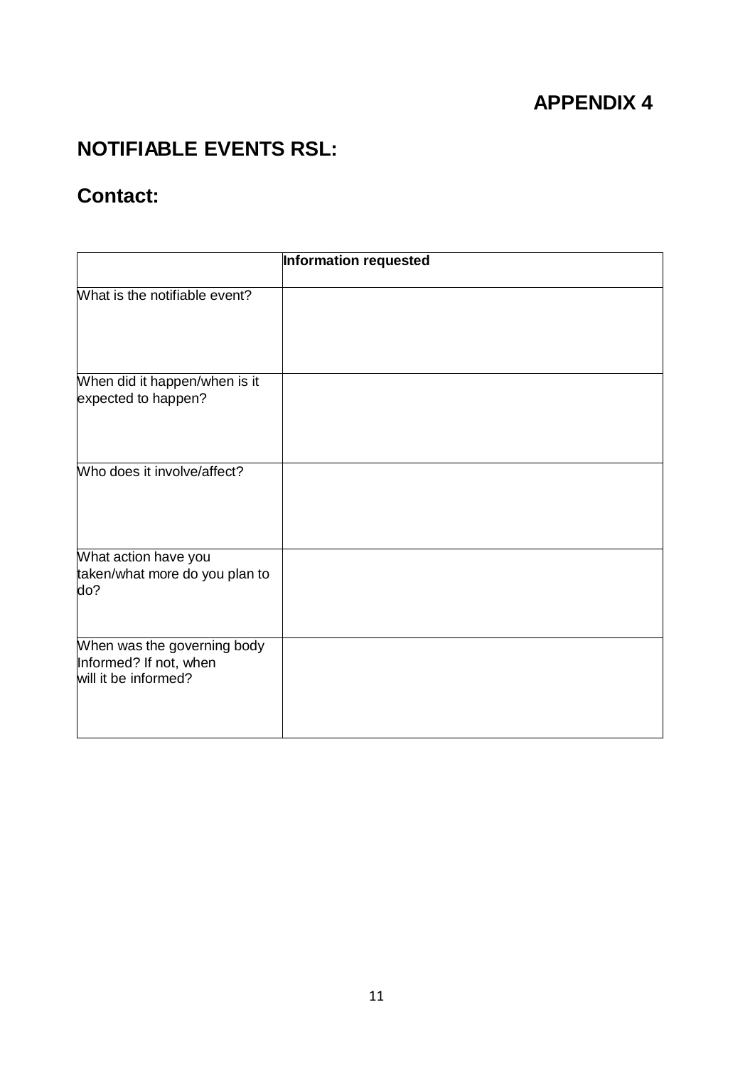# APPENDIX 4

## NOTIFIABLE EVENTS RSL:

## Contact:

| | Information requested |
|---|---|
| What is the notifiable event? | |
| When did it happen/when is it expected to happen? | |
| Who does it involve/affect? | |
| What action have you taken/what more do you plan to do? | |
| When was the governing body Informed? If not, when will it be informed? | |